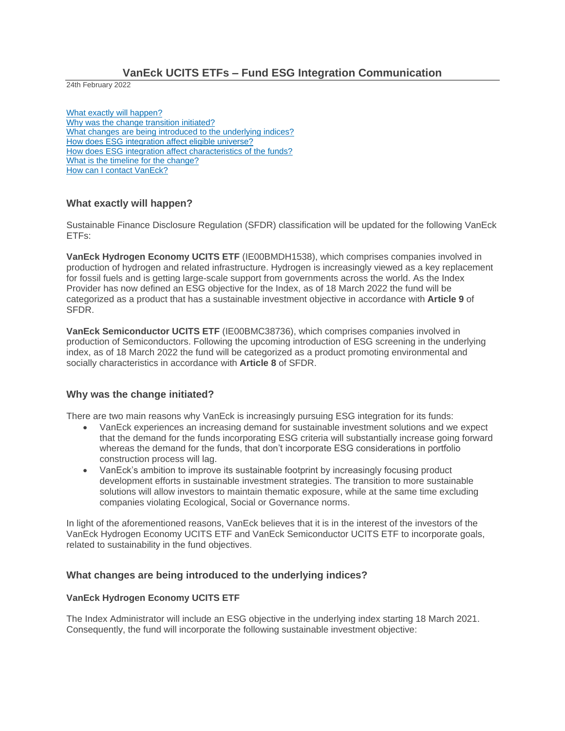# VanEck UCITS ETFs – Fund ESG Integration Communication

24th February 2022

[What exactly will happen?](#)
[Why was the change transition initiated?](#)
[What changes are being introduced to the underlying indices?](#)
[How does ESG integration affect eligible universe?](#)
[How does ESG integration affect characteristics of the funds?](#)
[What is the timeline for the change?](#)
[How can I contact VanEck?](#)

## What exactly will happen?

Sustainable Finance Disclosure Regulation (SFDR) classification will be updated for the following VanEck ETFs:

**VanEck Hydrogen Economy UCITS ETF** (IE00BMDH1538), which comprises companies involved in production of hydrogen and related infrastructure. Hydrogen is increasingly viewed as a key replacement for fossil fuels and is getting large-scale support from governments across the world. As the Index Provider has now defined an ESG objective for the Index, as of 18 March 2022 the fund will be categorized as a product that has a sustainable investment objective in accordance with **Article 9** of SFDR.

**VanEck Semiconductor UCITS ETF** (IE00BMC38736), which comprises companies involved in production of Semiconductors. Following the upcoming introduction of ESG screening in the underlying index, as of 18 March 2022 the fund will be categorized as a product promoting environmental and socially characteristics in accordance with **Article 8** of SFDR.

## Why was the change initiated?

There are two main reasons why VanEck is increasingly pursuing ESG integration for its funds:

- VanEck experiences an increasing demand for sustainable investment solutions and we expect that the demand for the funds incorporating ESG criteria will substantially increase going forward whereas the demand for the funds, that don't incorporate ESG considerations in portfolio construction process will lag.
- VanEck's ambition to improve its sustainable footprint by increasingly focusing product development efforts in sustainable investment strategies. The transition to more sustainable solutions will allow investors to maintain thematic exposure, while at the same time excluding companies violating Ecological, Social or Governance norms.

In light of the aforementioned reasons, VanEck believes that it is in the interest of the investors of the VanEck Hydrogen Economy UCITS ETF and VanEck Semiconductor UCITS ETF to incorporate goals, related to sustainability in the fund objectives.

## What changes are being introduced to the underlying indices?

### VanEck Hydrogen Economy UCITS ETF

The Index Administrator will include an ESG objective in the underlying index starting 18 March 2021. Consequently, the fund will incorporate the following sustainable investment objective: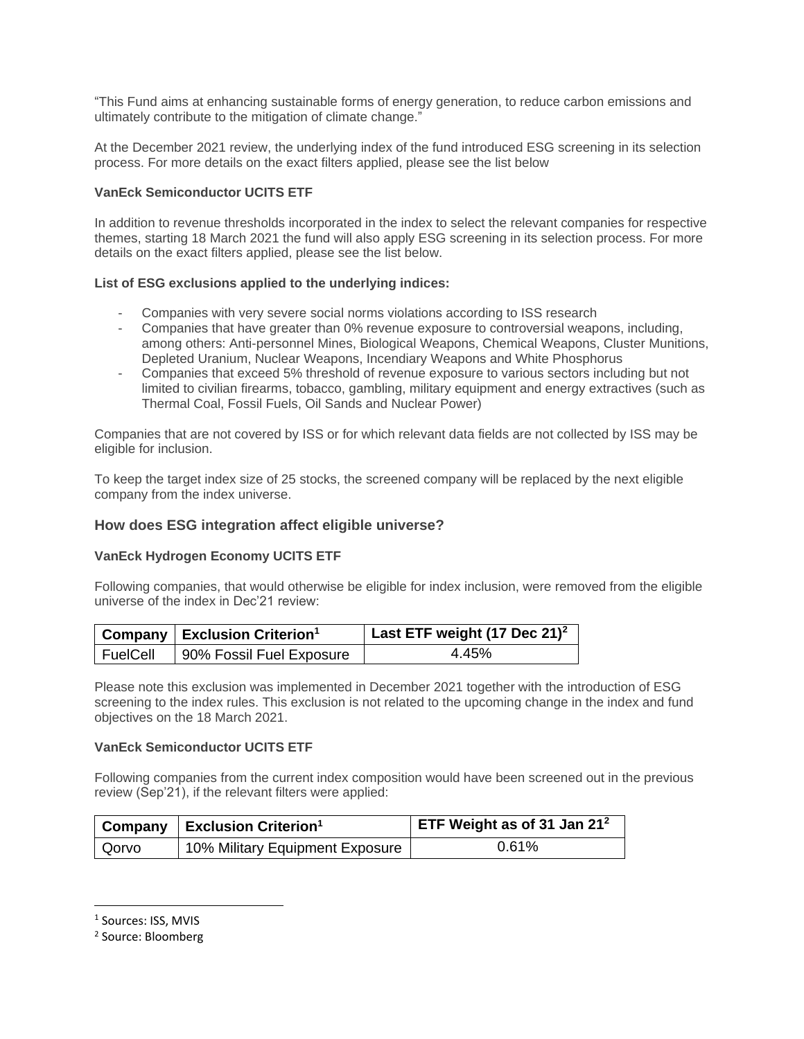"This Fund aims at enhancing sustainable forms of energy generation, to reduce carbon emissions and ultimately contribute to the mitigation of climate change."

At the December 2021 review, the underlying index of the fund introduced ESG screening in its selection process. For more details on the exact filters applied, please see the list below

**VanEck Semiconductor UCITS ETF**

In addition to revenue thresholds incorporated in the index to select the relevant companies for respective themes, starting 18 March 2021 the fund will also apply ESG screening in its selection process. For more details on the exact filters applied, please see the list below.

**List of ESG exclusions applied to the underlying indices:**

- Companies with very severe social norms violations according to ISS research
- Companies that have greater than 0% revenue exposure to controversial weapons, including, among others: Anti-personnel Mines, Biological Weapons, Chemical Weapons, Cluster Munitions, Depleted Uranium, Nuclear Weapons, Incendiary Weapons and White Phosphorus
- Companies that exceed 5% threshold of revenue exposure to various sectors including but not limited to civilian firearms, tobacco, gambling, military equipment and energy extractives (such as Thermal Coal, Fossil Fuels, Oil Sands and Nuclear Power)

Companies that are not covered by ISS or for which relevant data fields are not collected by ISS may be eligible for inclusion.

To keep the target index size of 25 stocks, the screened company will be replaced by the next eligible company from the index universe.

## How does ESG integration affect eligible universe?

**VanEck Hydrogen Economy UCITS ETF**

Following companies, that would otherwise be eligible for index inclusion, were removed from the eligible universe of the index in Dec'21 review:

| Company | Exclusion Criterion[1] | Last ETF weight (17 Dec 21)[2] |
|---|---|---|
| FuelCell | 90% Fossil Fuel Exposure | 4.45% |

Please note this exclusion was implemented in December 2021 together with the introduction of ESG screening to the index rules. This exclusion is not related to the upcoming change in the index and fund objectives on the 18 March 2021.

**VanEck Semiconductor UCITS ETF**

Following companies from the current index composition would have been screened out in the previous review (Sep'21), if the relevant filters were applied:

| Company | Exclusion Criterion[1] | ETF Weight as of 31 Jan 21[2] |
|---|---|---|
| Qorvo | 10% Military Equipment Exposure | 0.61% |

[1] Sources: ISS, MVIS

[2] Source: Bloomberg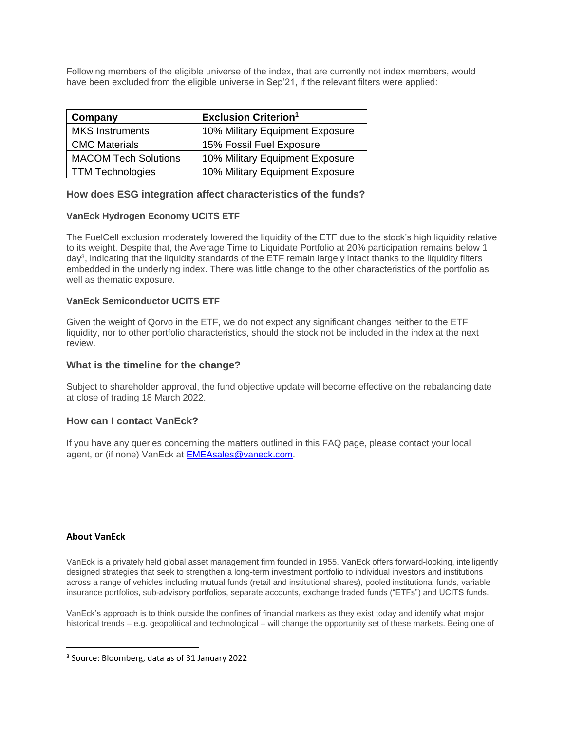Following members of the eligible universe of the index, that are currently not index members, would have been excluded from the eligible universe in Sep'21, if the relevant filters were applied:

| Company | Exclusion Criterion[1] |
| --- | --- |
| MKS Instruments | 10% Military Equipment Exposure |
| CMC Materials | 15% Fossil Fuel Exposure |
| MACOM Tech Solutions | 10% Military Equipment Exposure |
| TTM Technologies | 10% Military Equipment Exposure |

## How does ESG integration affect characteristics of the funds?

### VanEck Hydrogen Economy UCITS ETF

The FuelCell exclusion moderately lowered the liquidity of the ETF due to the stock's high liquidity relative to its weight. Despite that, the Average Time to Liquidate Portfolio at 20% participation remains below 1 day[3], indicating that the liquidity standards of the ETF remain largely intact thanks to the liquidity filters embedded in the underlying index. There was little change to the other characteristics of the portfolio as well as thematic exposure.

### VanEck Semiconductor UCITS ETF

Given the weight of Qorvo in the ETF, we do not expect any significant changes neither to the ETF liquidity, nor to other portfolio characteristics, should the stock not be included in the index at the next review.

## What is the timeline for the change?

Subject to shareholder approval, the fund objective update will become effective on the rebalancing date at close of trading 18 March 2022.

## How can I contact VanEck?

If you have any queries concerning the matters outlined in this FAQ page, please contact your local agent, or (if none) VanEck at [EMEAsales@vaneck.com](mailto:EMEAsales@vaneck.com).

**About VanEck**

VanEck is a privately held global asset management firm founded in 1955. VanEck offers forward-looking, intelligently designed strategies that seek to strengthen a long-term investment portfolio to individual investors and institutions across a range of vehicles including mutual funds (retail and institutional shares), pooled institutional funds, variable insurance portfolios, sub-advisory portfolios, separate accounts, exchange traded funds ("ETFs") and UCITS funds.

VanEck's approach is to think outside the confines of financial markets as they exist today and identify what major historical trends – e.g. geopolitical and technological – will change the opportunity set of these markets. Being one of

[3] Source: Bloomberg, data as of 31 January 2022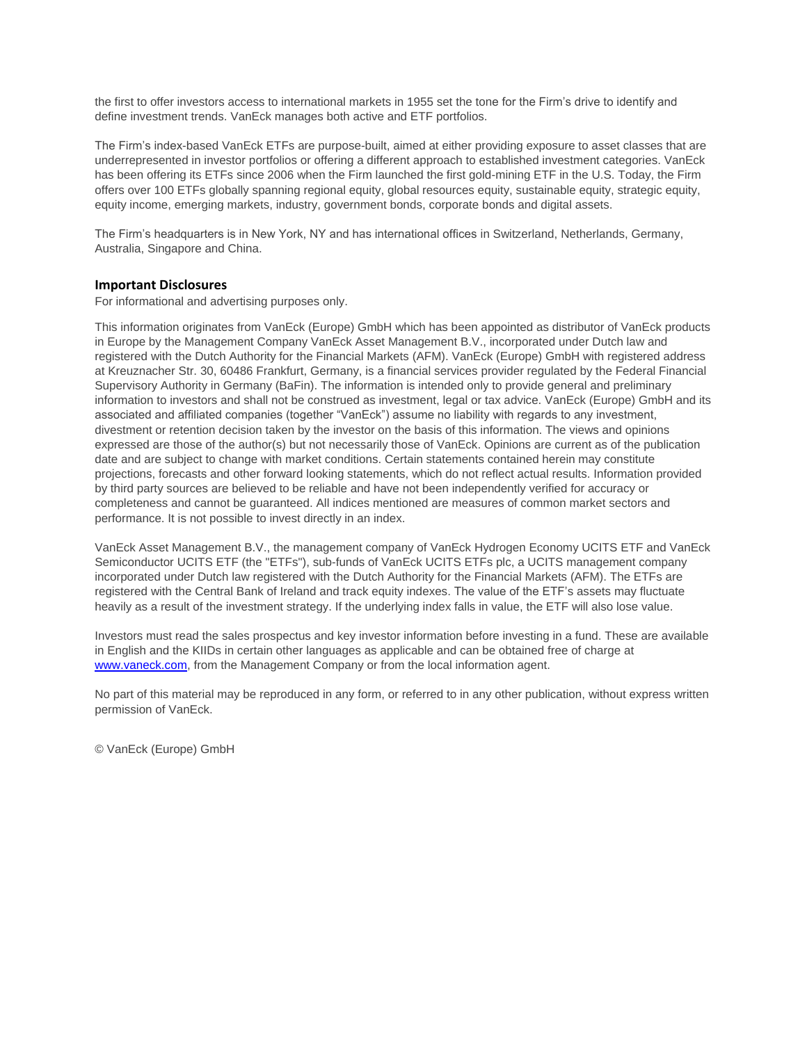the first to offer investors access to international markets in 1955 set the tone for the Firm's drive to identify and define investment trends. VanEck manages both active and ETF portfolios.

The Firm's index-based VanEck ETFs are purpose-built, aimed at either providing exposure to asset classes that are underrepresented in investor portfolios or offering a different approach to established investment categories. VanEck has been offering its ETFs since 2006 when the Firm launched the first gold-mining ETF in the U.S. Today, the Firm offers over 100 ETFs globally spanning regional equity, global resources equity, sustainable equity, strategic equity, equity income, emerging markets, industry, government bonds, corporate bonds and digital assets.

The Firm's headquarters is in New York, NY and has international offices in Switzerland, Netherlands, Germany, Australia, Singapore and China.

## Important Disclosures

For informational and advertising purposes only.

This information originates from VanEck (Europe) GmbH which has been appointed as distributor of VanEck products in Europe by the Management Company VanEck Asset Management B.V., incorporated under Dutch law and registered with the Dutch Authority for the Financial Markets (AFM). VanEck (Europe) GmbH with registered address at Kreuznacher Str. 30, 60486 Frankfurt, Germany, is a financial services provider regulated by the Federal Financial Supervisory Authority in Germany (BaFin). The information is intended only to provide general and preliminary information to investors and shall not be construed as investment, legal or tax advice. VanEck (Europe) GmbH and its associated and affiliated companies (together "VanEck") assume no liability with regards to any investment, divestment or retention decision taken by the investor on the basis of this information. The views and opinions expressed are those of the author(s) but not necessarily those of VanEck. Opinions are current as of the publication date and are subject to change with market conditions. Certain statements contained herein may constitute projections, forecasts and other forward looking statements, which do not reflect actual results. Information provided by third party sources are believed to be reliable and have not been independently verified for accuracy or completeness and cannot be guaranteed. All indices mentioned are measures of common market sectors and performance. It is not possible to invest directly in an index.

VanEck Asset Management B.V., the management company of VanEck Hydrogen Economy UCITS ETF and VanEck Semiconductor UCITS ETF (the "ETFs"), sub-funds of VanEck UCITS ETFs plc, a UCITS management company incorporated under Dutch law registered with the Dutch Authority for the Financial Markets (AFM). The ETFs are registered with the Central Bank of Ireland and track equity indexes. The value of the ETF's assets may fluctuate heavily as a result of the investment strategy. If the underlying index falls in value, the ETF will also lose value.

Investors must read the sales prospectus and key investor information before investing in a fund. These are available in English and the KIIDs in certain other languages as applicable and can be obtained free of charge at [www.vaneck.com](http://www.vaneck.com), from the Management Company or from the local information agent.

No part of this material may be reproduced in any form, or referred to in any other publication, without express written permission of VanEck.

© VanEck (Europe) GmbH